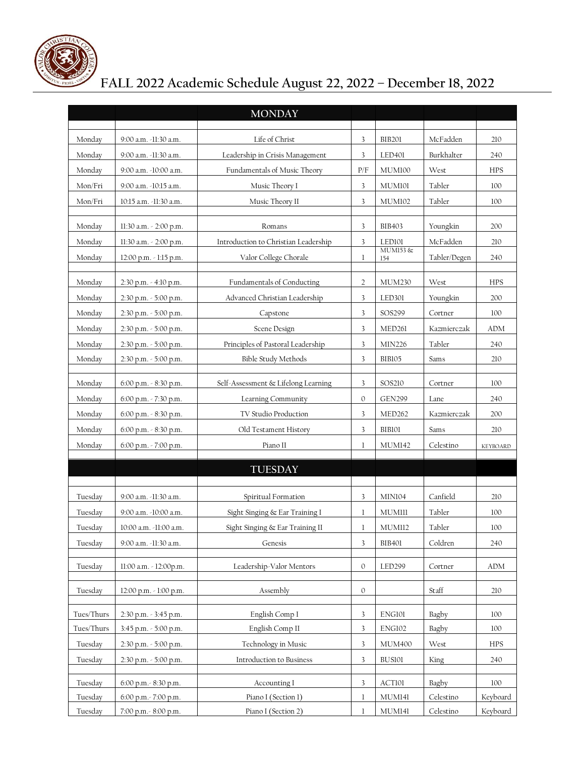# FALL 2022 Academic Schedule August 22, 2022 – December 18, 2022

| | | MONDAY | | | | |
|---|---|---|---|---|---|---|
| | | | | | | |
| Monday | 9:00 a.m. -11:30 a.m. | Life of Christ | 3 | BIB201 | McFadden | 210 |
| Monday | 9:00 a.m. -11:30 a.m. | Leadership in Crisis Management | 3 | LED401 | Burkhalter | 240 |
| Monday | 9:00 a.m. -10:00 a.m. | Fundamentals of Music Theory | P/F | MUM100 | West | HPS |
| Mon/Fri | 9:00 a.m. -10:15 a.m. | Music Theory I | 3 | MUM101 | Tabler | 100 |
| Mon/Fri | 10:15 a.m. -11:30 a.m. | Music Theory II | 3 | MUM102 | Tabler | 100 |
| | | | | | | |
| Monday | 11:30 a.m. - 2:00 p.m. | Romans | 3 | BIB403 | Youngkin | 200 |
| Monday | 11:30 a.m. - 2:00 p.m. | Introduction to Christian Leadership | 3 | LED101 | McFadden | 210 |
| Monday | 12:00 p.m. - 1:15 p.m. | Valor College Chorale | 1 | MUM153 & 154 | Tabler/Degen | 240 |
| | | | | | | |
| Monday | 2:30 p.m. - 4:10 p.m. | Fundamentals of Conducting | 2 | MUM230 | West | HPS |
| Monday | 2:30 p.m. - 5:00 p.m. | Advanced Christian Leadership | 3 | LED301 | Youngkin | 200 |
| Monday | 2:30 p.m. - 5:00 p.m. | Capstone | 3 | SOS299 | Cortner | 100 |
| Monday | 2:30 p.m. - 5:00 p.m. | Scene Design | 3 | MED261 | Kazmierczak | ADM |
| Monday | 2:30 p.m. - 5:00 p.m. | Principles of Pastoral Leadership | 3 | MIN226 | Tabler | 240 |
| Monday | 2:30 p.m. - 5:00 p.m. | Bible Study Methods | 3 | BIB105 | Sams | 210 |
| | | | | | | |
| Monday | 6:00 p.m. - 8:30 p.m. | Self-Assessment & Lifelong Learning | 3 | SOS210 | Cortner | 100 |
| Monday | 6:00 p.m. - 7:30 p.m. | Learning Community | 0 | GEN299 | Lane | 240 |
| Monday | 6:00 p.m. - 8:30 p.m. | TV Studio Production | 3 | MED262 | Kazmierczak | 200 |
| Monday | 6:00 p.m. - 8:30 p.m. | Old Testament History | 3 | BIB101 | Sams | 210 |
| Monday | 6:00 p.m. - 7:00 p.m. | Piano II | 1 | MUM142 | Celestino | KEYBOARD |
| | | | | | | |
| | | **TUESDAY** | | | | |
| | | | | | | |
| Tuesday | 9:00 a.m. -11:30 a.m. | Spiritual Formation | 3 | MIN104 | Canfield | 210 |
| Tuesday | 9:00 a.m. -10:00 a.m. | Sight Singing & Ear Training I | 1 | MUM111 | Tabler | 100 |
| Tuesday | 10:00 a.m. -11:00 a.m. | Sight Singing & Ear Training II | 1 | MUM112 | Tabler | 100 |
| Tuesday | 9:00 a.m. -11:30 a.m. | Genesis | 3 | BIB401 | Coldren | 240 |
| | | | | | | |
| Tuesday | 11:00 a.m. - 12:00p.m. | Leadership-Valor Mentors | 0 | LED299 | Cortner | ADM |
| | | | | | | |
| Tuesday | 12:00 p.m. - 1:00 p.m. | Assembly | 0 | | Staff | 210 |
| | | | | | | |
| Tues/Thurs | 2:30 p.m. - 3:45 p.m. | English Comp I | 3 | ENG101 | Bagby | 100 |
| Tues/Thurs | 3:45 p.m. - 5:00 p.m. | English Comp II | 3 | ENG102 | Bagby | 100 |
| Tuesday | 2:30 p.m. - 5:00 p.m. | Technology in Music | 3 | MUM400 | West | HPS |
| Tuesday | 2:30 p.m. - 5:00 p.m. | Introduction to Business | 3 | BUS101 | King | 240 |
| | | | | | | |
| Tuesday | 6:00 p.m.- 8:30 p.m. | Accounting I | 3 | ACT101 | Bagby | 100 |
| Tuesday | 6:00 p.m.- 7:00 p.m. | Piano I (Section 1) | 1 | MUM141 | Celestino | Keyboard |
| Tuesday | 7:00 p.m.- 8:00 p.m. | Piano I (Section 2) | 1 | MUM141 | Celestino | Keyboard |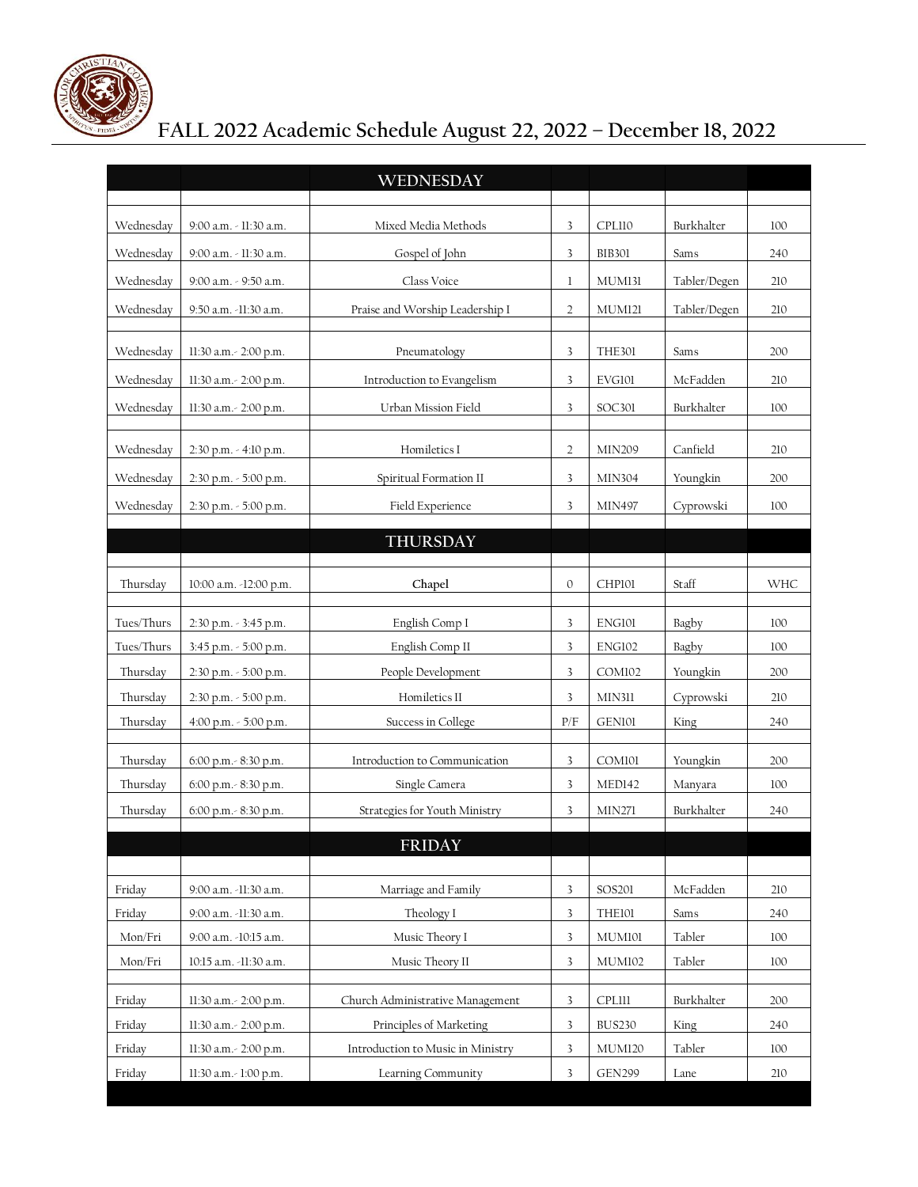# FALL 2022 Academic Schedule August 22, 2022 – December 18, 2022

| | | | | | | |
|---|---|---|---|---|---|---|
| | | **WEDNESDAY** | | | | |
| Wednesday | 9:00 a.m. - 11:30 a.m. | Mixed Media Methods | 3 | CPL110 | Burkhalter | 100 |
| Wednesday | 9:00 a.m. - 11:30 a.m. | Gospel of John | 3 | BIB301 | Sams | 240 |
| Wednesday | 9:00 a.m. - 9:50 a.m. | Class Voice | 1 | MUM131 | Tabler/Degen | 210 |
| Wednesday | 9:50 a.m. -11:30 a.m. | Praise and Worship Leadership I | 2 | MUM121 | Tabler/Degen | 210 |
| Wednesday | 11:30 a.m.- 2:00 p.m. | Pneumatology | 3 | THE301 | Sams | 200 |
| Wednesday | 11:30 a.m.- 2:00 p.m. | Introduction to Evangelism | 3 | EVG101 | McFadden | 210 |
| Wednesday | 11:30 a.m.- 2:00 p.m. | Urban Mission Field | 3 | SOC301 | Burkhalter | 100 |
| Wednesday | 2:30 p.m. - 4:10 p.m. | Homiletics I | 2 | MIN209 | Canfield | 210 |
| Wednesday | 2:30 p.m. - 5:00 p.m. | Spiritual Formation II | 3 | MIN304 | Youngkin | 200 |
| Wednesday | 2:30 p.m. - 5:00 p.m. | Field Experience | 3 | MIN497 | Cyprowski | 100 |
| | | **THURSDAY** | | | | |
| Thursday | 10:00 a.m. -12:00 p.m. | **Chapel** | 0 | CHP101 | Staff | WHC |
| Tues/Thurs | 2:30 p.m. - 3:45 p.m. | English Comp I | 3 | ENG101 | Bagby | 100 |
| Tues/Thurs | 3:45 p.m. - 5:00 p.m. | English Comp II | 3 | ENG102 | Bagby | 100 |
| Thursday | 2:30 p.m. - 5:00 p.m. | People Development | 3 | COM102 | Youngkin | 200 |
| Thursday | 2:30 p.m. - 5:00 p.m. | Homiletics II | 3 | MIN311 | Cyprowski | 210 |
| Thursday | 4:00 p.m. - 5:00 p.m. | Success in College | P/F | GEN101 | King | 240 |
| Thursday | 6:00 p.m.- 8:30 p.m. | Introduction to Communication | 3 | COM101 | Youngkin | 200 |
| Thursday | 6:00 p.m.- 8:30 p.m. | Single Camera | 3 | MED142 | Manyara | 100 |
| Thursday | 6:00 p.m.- 8:30 p.m. | Strategies for Youth Ministry | 3 | MIN271 | Burkhalter | 240 |
| | | **FRIDAY** | | | | |
| Friday | 9:00 a.m. -11:30 a.m. | Marriage and Family | 3 | SOS201 | McFadden | 210 |
| Friday | 9:00 a.m. -11:30 a.m. | Theology I | 3 | THE101 | Sams | 240 |
| Mon/Fri | 9:00 a.m. -10:15 a.m. | Music Theory I | 3 | MUM101 | Tabler | 100 |
| Mon/Fri | 10:15 a.m. -11:30 a.m. | Music Theory II | 3 | MUM102 | Tabler | 100 |
| Friday | 11:30 a.m.- 2:00 p.m. | Church Administrative Management | 3 | CPL111 | Burkhalter | 200 |
| Friday | 11:30 a.m.- 2:00 p.m. | Principles of Marketing | 3 | BUS230 | King | 240 |
| Friday | 11:30 a.m.- 2:00 p.m. | Introduction to Music in Ministry | 3 | MUM120 | Tabler | 100 |
| Friday | 11:30 a.m.- 1:00 p.m. | Learning Community | 3 | GEN299 | Lane | 210 |